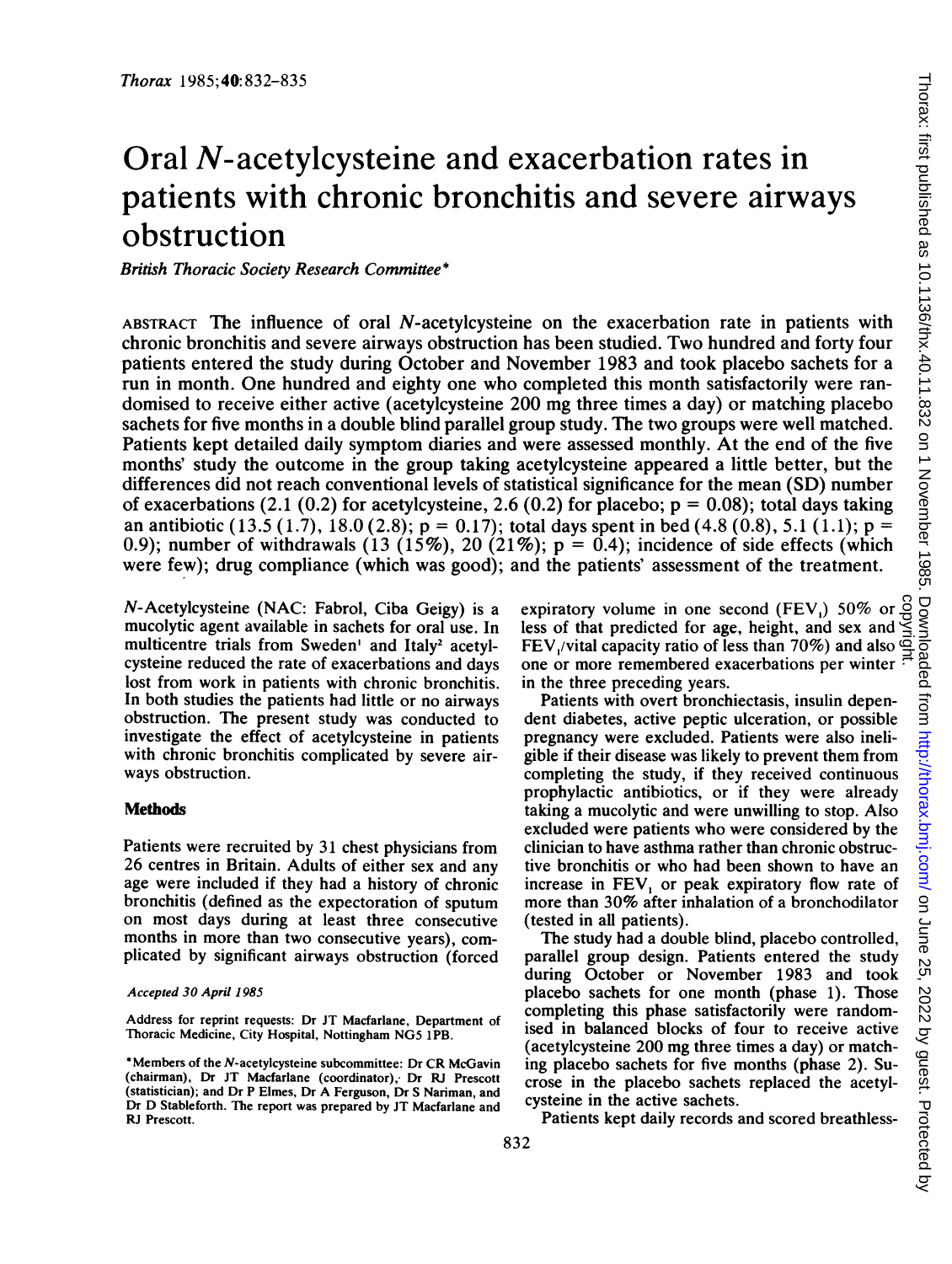# Oral *N*-acetylcysteine and exacerbation rates in patients with chronic bronchitis and severe airways obstruction

*British Thoracic Society Research Committee**

ABSTRACT The influence of oral *N*-acetylcysteine on the exacerbation rate in patients with chronic bronchitis and severe airways obstruction has been studied. Two hundred and forty four patients entered the study during October and November 1983 and took placebo sachets for a run in month. One hundred and eighty one who completed this month satisfactorily were randomised to receive either active (acetylcysteine 200 mg three times a day) or matching placebo sachets for five months in a double blind parallel group study. The two groups were well matched. Patients kept detailed daily symptom diaries and were assessed monthly. At the end of the five months' study the outcome in the group taking acetylcysteine appeared a little better, but the differences did not reach conventional levels of statistical significance for the mean (SD) number of exacerbations (2.1 (0.2) for acetylcysteine, 2.6 (0.2) for placebo; $p = 0.08$); total days taking an antibiotic (13.5 (1.7), 18.0 (2.8); $p = 0.17$); total days spent in bed (4.8 (0.8), 5.1 (1.1); $p = 0.9$); number of withdrawals (13 (15%), 20 (21%); $p = 0.4$); incidence of side effects (which were few); drug compliance (which was good); and the patients' assessment of the treatment.

*N*-Acetylcysteine (NAC: Fabrol, Ciba Geigy) is a mucolytic agent available in sachets for oral use. In multicentre trials from Sweden[1] and Italy[2] acetylcysteine reduced the rate of exacerbations and days lost from work in patients with chronic bronchitis. In both studies the patients had little or no airways obstruction. The present study was conducted to investigate the effect of acetylcysteine in patients with chronic bronchitis complicated by severe airways obstruction.

## Methods

Patients were recruited by 31 chest physicians from 26 centres in Britain. Adults of either sex and any age were included if they had a history of chronic bronchitis (defined as the expectoration of sputum on most days during at least three consecutive months in more than two consecutive years), complicated by significant airways obstruction (forced expiratory volume in one second ($FEV_1$) 50% or less of that predicted for age, height, and sex and $FEV_1$/vital capacity ratio of less than 70%) and also one or more remembered exacerbations per winter in the three preceding years.

Patients with overt bronchiectasis, insulin dependent diabetes, active peptic ulceration, or possible pregnancy were excluded. Patients were also ineligible if their disease was likely to prevent them from completing the study, if they received continuous prophylactic antibiotics, or if they were already taking a mucolytic and were unwilling to stop. Also excluded were patients who were considered by the clinician to have asthma rather than chronic obstructive bronchitis or who had been shown to have an increase in $FEV_1$ or peak expiratory flow rate of more than 30% after inhalation of a bronchodilator (tested in all patients).

The study had a double blind, placebo controlled, parallel group design. Patients entered the study during October or November 1983 and took placebo sachets for one month (phase 1). Those completing this phase satisfactorily were randomised in balanced blocks of four to receive active (acetylcysteine 200 mg three times a day) or matching placebo sachets for five months (phase 2). Sucrose in the placebo sachets replaced the acetylcysteine in the active sachets.

Patients kept daily records and scored breathless-

*Accepted 30 April 1985*

Address for reprint requests: Dr JT Macfarlane, Department of Thoracic Medicine, City Hospital, Nottingham NG5 1PB.

*Members of the *N*-acetylcysteine subcommittee: Dr CR McGavin (chairman), Dr JT Macfarlane (coordinator), Dr RJ Prescott (statistician); and Dr P Elmes, Dr A Ferguson, Dr S Nariman, and Dr D Stableforth. The report was prepared by JT Macfarlane and RJ Prescott.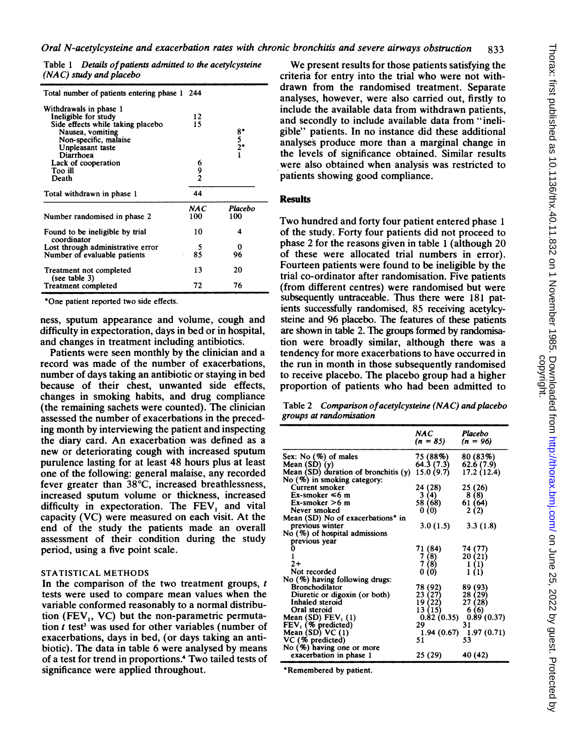**Table 1** *Details of patients admitted to the acetylcysteine (NAC) study and placebo*

| | | |
|---|---|---|
| Total number of patients entering phase 1 | 244 | |
| Withdrawals in phase 1 | | |
| Ineligible for study | 12 | |
| Side effects while taking placebo | 15 | |
| Nausea, vomiting | | 8* |
| Non-specific, malaise | | 5 |
| Unpleasant taste | | 2* |
| Diarrhoea | | 1 |
| Lack of cooperation | 6 | |
| Too ill | 9 | |
| Death | 2 | |
| Total withdrawn in phase 1 | 44 | |
| | *NAC* | *Placebo* |
| Number randomised in phase 2 | 100 | 100 |
| Found to be ineligible by trial coordinator | 10 | 4 |
| Lost through administrative error | 5 | 0 |
| Number of evaluable patients | 85 | 96 |
| Treatment not completed (see table 3) | 13 | 20 |
| Treatment completed | 72 | 76 |

*One patient reported two side effects.

ness, sputum appearance and volume, cough and difficulty in expectoration, days in bed or in hospital, and changes in treatment including antibiotics.

Patients were seen monthly by the clinician and a record was made of the number of exacerbations, number of days taking an antibiotic or staying in bed because of their chest, unwanted side effects, changes in smoking habits, and drug compliance (the remaining sachets were counted). The clinician assessed the number of exacerbations in the preceding month by interviewing the patient and inspecting the diary card. An exacerbation was defined as a new or deteriorating cough with increased sputum purulence lasting for at least 48 hours plus at least one of the following: general malaise, any recorded fever greater than 38°C, increased breathlessness, increased sputum volume or thickness, increased difficulty in expectoration. The $FEV_1$ and vital capacity (VC) were measured on each visit. At the end of the study the patients made an overall assessment of their condition during the study period, using a five point scale.

### STATISTICAL METHODS

In the comparison of the two treatment groups, $t$ tests were used to compare mean values when the variable conformed reasonably to a normal distribution ($FEV_1$, VC) but the non-parametric permutation $t$ test[3] was used for other variables (number of exacerbations, days in bed, (or days taking an antibiotic). The data in table 6 were analysed by means of a test for trend in proportions.[4] Two tailed tests of significance were applied throughout.

We present results for those patients satisfying the criteria for entry into the trial who were not withdrawn from the randomised treatment. Separate analyses, however, were also carried out, firstly to include the available data from withdrawn patients, and secondly to include available data from "ineligible" patients. In no instance did these additional analyses produce more than a marginal change in the levels of significance obtained. Similar results were also obtained when analysis was restricted to patients showing good compliance.

## Results

Two hundred and forty four patient entered phase 1 of the study. Forty four patients did not proceed to phase 2 for the reasons given in table 1 (although 20 of these were allocated trial numbers in error). Fourteen patients were found to be ineligible by the trial co-ordinator after randomisation. Five patients (from different centres) were randomised but were subsequently untraceable. Thus there were 181 patients successfully randomised, 85 receiving acetylcysteine and 96 placebo. The features of these patients are shown in table 2. The groups formed by randomisation were broadly similar, although there was a tendency for more exacerbations to have occurred in the run in month in those subsequently randomised to receive placebo. The placebo group had a higher proportion of patients who had been admitted to

**Table 2** *Comparison of acetylcysteine (NAC) and placebo groups at randomisation*

| | *NAC (n = 85)* | *Placebo (n = 96)* |
|---|---|---|
| Sex: No (%) of males | 75 (88%) | 80 (83%) |
| Mean (SD) (y) | 64.3 (7.3) | 62.6 (7.9) |
| Mean (SD) duration of bronchitis (y) | 15.0 (9.7) | 17.2 (12.4) |
| No (%) in smoking category: | | |
| Current smoker | 24 (28) | 25 (26) |
| Ex-smoker ≤6 m | 3 (4) | 8 (8) |
| Ex-smoker >6 m | 58 (68) | 61 (64) |
| Never smoked | 0 (0) | 2 (2) |
| Mean (SD) No of exacerbations* in previous winter | 3.0 (1.5) | 3.3 (1.8) |
| No (%) of hospital admissions previous year | | |
| 0 | 71 (84) | 74 (77) |
| 1 | 7 (8) | 20 (21) |
| 2+ | 7 (8) | 1 (1) |
| Not recorded | 0 (0) | 1 (1) |
| No (%) having following drugs: | | |
| Bronchodilator | 78 (92) | 89 (93) |
| Diuretic or digoxin (or both) | 23 (27) | 28 (29) |
| Inhaled steroid | 19 (22) | 27 (28) |
| Oral steroid | 13 (15) | 6 (6) |
| Mean (SD) $FEV_1$ (l) | 0.82 (0.35) | 0.89 (0.37) |
| $FEV_1$ (% predicted) | 29 | 31 |
| Mean (SD) VC (l) | 1.94 (0.67) | 1.97 (0.71) |
| VC (% predicted) | 51 | 53 |
| No (%) having one or more exacerbation in phase 1 | 25 (29) | 40 (42) |

*Remembered by patient.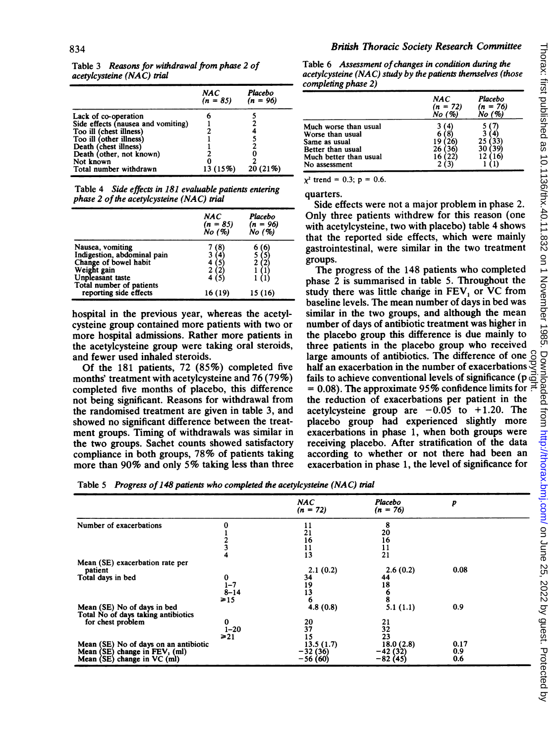Table 3 *Reasons for withdrawal from phase 2 of acetylcysteine (NAC) trial*

| | NAC (n = 85) | Placebo (n = 96) |
|---|---|---|
| Lack of co-operation | 6 | 5 |
| Side effects (nausea and vomiting) | 1 | 2 |
| Too ill (chest illness) | 2 | 4 |
| Too ill (other illness) | 1 | 5 |
| Death (chest illness) | 1 | 2 |
| Death (other, not known) | 2 | 0 |
| Not known | 0 | 2 |
| Total number withdrawn | 13 (15%) | 20 (21%) |

Table 4 *Side effects in 181 evaluable patients entering phase 2 of the acetylcysteine (NAC) trial*

| | NAC (n = 85) No (%) | Placebo (n = 96) No (%) |
|---|---|---|
| Nausea, vomiting | 7 (8) | 6 (6) |
| Indigestion, abdominal pain | 3 (4) | 5 (5) |
| Change of bowel habit | 4 (5) | 2 (2) |
| Weight gain | 2 (2) | 1 (1) |
| Unpleasant taste | 4 (5) | 1 (1) |
| Total number of patients reporting side effects | 16 (19) | 15 (16) |

hospital in the previous year, whereas the acetylcysteine group contained more patients with two or more hospital admissions. Rather more patients in the acetylcysteine group were taking oral steroids, and fewer used inhaled steroids.

Of the 181 patients, 72 (85%) completed five months' treatment with acetylcysteine and 76 (79%) completed five months of placebo, this difference not being significant. Reasons for withdrawal from the randomised treatment are given in table 3, and showed no significant difference between the treatment groups. Timing of withdrawals was similar in the two groups. Sachet counts showed satisfactory compliance in both groups, 78% of patients taking more than 90% and only 5% taking less than three quarters.

Table 6 *Assessment of changes in condition during the acetylcysteine (NAC) study by the patients themselves (those completing phase 2)*

| | NAC (n = 72) No (%) | Placebo (n = 76) No (%) |
|---|---|---|
| Much worse than usual | 3 (4) | 5 (7) |
| Worse than usual | 6 (8) | 3 (4) |
| Same as usual | 19 (26) | 25 (33) |
| Better than usual | 26 (36) | 30 (39) |
| Much better than usual | 16 (22) | 12 (16) |
| No assessment | 2 (3) | 1 (1) |

$\chi^2$ trend = 0.3; p = 0.6.

Side effects were not a major problem in phase 2. Only three patients withdrew for this reason (one with acetylcysteine, two with placebo) table 4 shows that the reported side effects, which were mainly gastrointestinal, were similar in the two treatment groups.

The progress of the 148 patients who completed phase 2 is summarised in table 5. Throughout the study there was little change in $FEV_1$ or VC from baseline levels. The mean number of days in bed was similar in the two groups, and although the mean number of days of antibiotic treatment was higher in the placebo group this difference is due mainly to three patients in the placebo group who received large amounts of antibiotics. The difference of one half an exacerbation in the number of exacerbations fails to achieve conventional levels of significance (p = 0.08). The approximate 95% confidence limits for the reduction of exacerbations per patient in the acetylcysteine group are −0.05 to +1.20. The placebo group had experienced slightly more exacerbations in phase 1, when both groups were receiving placebo. After stratification of the data according to whether or not there had been an exacerbation in phase 1, the level of significance for

Table 5 *Progress of 148 patients who completed the acetylcysteine (NAC) trial*

| | | NAC (n = 72) | Placebo (n = 76) | p |
|---|---|---|---|---|
| Number of exacerbations | 0 | 11 | 8 | |
| | 1 | 21 | 20 | |
| | 2 | 16 | 16 | |
| | 3 | 11 | 11 | |
| | 4 | 13 | 21 | |
| Mean (SE) exacerbation rate per patient | | 2.1 (0.2) | 2.6 (0.2) | 0.08 |
| Total days in bed | 0 | 34 | 44 | |
| | 1–7 | 19 | 18 | |
| | 8–14 | 13 | 6 | |
| | ≥15 | 6 | 8 | |
| Mean (SE) No of days in bed | | 4.8 (0.8) | 5.1 (1.1) | 0.9 |
| Total No of days taking antibiotics for chest problem | 0 | 20 | 21 | |
| | 1–20 | 37 | 32 | |
| | ≥21 | 15 | 23 | |
| Mean (SE) No of days on an antibiotic | | 13.5 (1.7) | 18.0 (2.8) | 0.17 |
| Mean (SE) change in $FEV_1$ (ml) | | −32 (36) | −42 (32) | 0.9 |
| Mean (SE) change in VC (ml) | | −56 (60) | −82 (45) | 0.6 |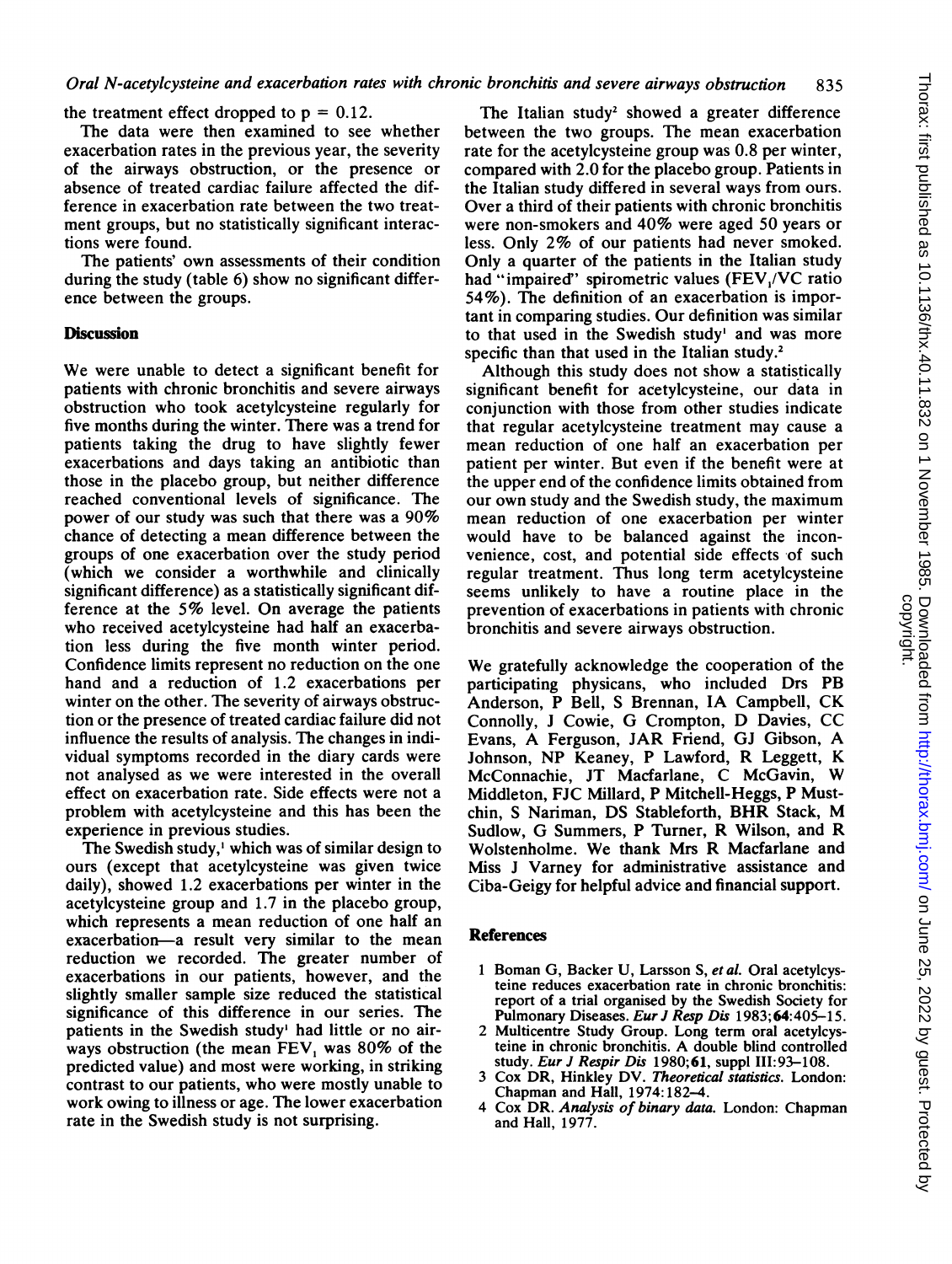the treatment effect dropped to $p = 0.12$.

The data were then examined to see whether exacerbation rates in the previous year, the severity of the airways obstruction, or the presence or absence of treated cardiac failure affected the difference in exacerbation rate between the two treatment groups, but no statistically significant interactions were found.

The patients' own assessments of their condition during the study (table 6) show no significant difference between the groups.

## Discussion

We were unable to detect a significant benefit for patients with chronic bronchitis and severe airways obstruction who took acetylcysteine regularly for five months during the winter. There was a trend for patients taking the drug to have slightly fewer exacerbations and days taking an antibiotic than those in the placebo group, but neither difference reached conventional levels of significance. The power of our study was such that there was a 90% chance of detecting a mean difference between the groups of one exacerbation over the study period (which we consider a worthwhile and clinically significant difference) as a statistically significant difference at the 5% level. On average the patients who received acetylcysteine had half an exacerbation less during the five month winter period. Confidence limits represent no reduction on the one hand and a reduction of 1.2 exacerbations per winter on the other. The severity of airways obstruction or the presence of treated cardiac failure did not influence the results of analysis. The changes in individual symptoms recorded in the diary cards were not analysed as we were interested in the overall effect on exacerbation rate. Side effects were not a problem with acetylcysteine and this has been the experience in previous studies.

The Swedish study,[1] which was of similar design to ours (except that acetylcysteine was given twice daily), showed 1.2 exacerbations per winter in the acetylcysteine group and 1.7 in the placebo group, which represents a mean reduction of one half an exacerbation—a result very similar to the mean reduction we recorded. The greater number of exacerbations in our patients, however, and the slightly smaller sample size reduced the statistical significance of this difference in our series. The patients in the Swedish study[1] had little or no airways obstruction (the mean $FEV_1$ was 80% of the predicted value) and most were working, in striking contrast to our patients, who were mostly unable to work owing to illness or age. The lower exacerbation rate in the Swedish study is not surprising.

The Italian study[2] showed a greater difference between the two groups. The mean exacerbation rate for the acetylcysteine group was 0.8 per winter, compared with 2.0 for the placebo group. Patients in the Italian study differed in several ways from ours. Over a third of their patients with chronic bronchitis were non-smokers and 40% were aged 50 years or less. Only 2% of our patients had never smoked. Only a quarter of the patients in the Italian study had "impaired" spirometric values ($FEV_1/VC$ ratio 54%). The definition of an exacerbation is important in comparing studies. Our definition was similar to that used in the Swedish study[1] and was more specific than that used in the Italian study.[2]

Although this study does not show a statistically significant benefit for acetylcysteine, our data in conjunction with those from other studies indicate that regular acetylcysteine treatment may cause a mean reduction of one half an exacerbation per patient per winter. But even if the benefit were at the upper end of the confidence limits obtained from our own study and the Swedish study, the maximum mean reduction of one exacerbation per winter would have to be balanced against the inconvenience, cost, and potential side effects of such regular treatment. Thus long term acetylcysteine seems unlikely to have a routine place in the prevention of exacerbations in patients with chronic bronchitis and severe airways obstruction.

We gratefully acknowledge the cooperation of the participating physicans, who included Drs PB Anderson, P Bell, S Brennan, IA Campbell, CK Connolly, J Cowie, G Crompton, D Davies, CC Evans, A Ferguson, JAR Friend, GJ Gibson, A Johnson, NP Keaney, P Lawford, R Leggett, K McConnachie, JT Macfarlane, C McGavin, W Middleton, FJC Millard, P Mitchell-Heggs, P Mustchin, S Nariman, DS Stableforth, BHR Stack, M Sudlow, G Summers, P Turner, R Wilson, and R Wolstenholme. We thank Mrs R Macfarlane and Miss J Varney for administrative assistance and Ciba-Geigy for helpful advice and financial support.

## References

1. Boman G, Backer U, Larsson S, *et al*. Oral acetylcysteine reduces exacerbation rate in chronic bronchitis: report of a trial organised by the Swedish Society for Pulmonary Diseases. *Eur J Resp Dis* 1983;**64**:405–15.
2. Multicentre Study Group. Long term oral acetylcysteine in chronic bronchitis. A double blind controlled study. *Eur J Respir Dis* 1980;**61**, suppl III:93–108.
3. Cox DR, Hinkley DV. *Theoretical statistics*. London: Chapman and Hall, 1974:182–4.
4. Cox DR. *Analysis of binary data*. London: Chapman and Hall, 1977.